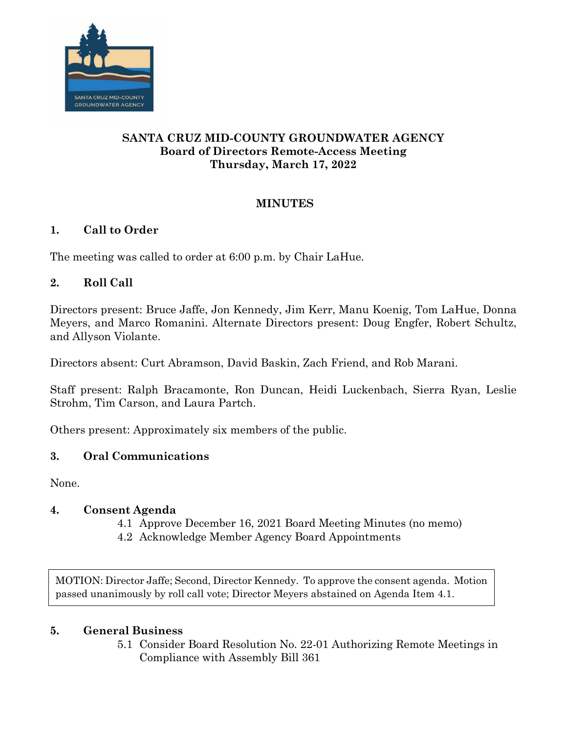**SANTA CRUZ MID-COUNTY GROUNDWATER AGENCY**
**Board of Directors Remote-Access Meeting**
**Thursday, March 17, 2022**

# MINUTES

## 1. Call to Order

The meeting was called to order at 6:00 p.m. by Chair LaHue.

## 2. Roll Call

Directors present: Bruce Jaffe, Jon Kennedy, Jim Kerr, Manu Koenig, Tom LaHue, Donna Meyers, and Marco Romanini. Alternate Directors present: Doug Engfer, Robert Schultz, and Allyson Violante.

Directors absent: Curt Abramson, David Baskin, Zach Friend, and Rob Marani.

Staff present: Ralph Bracamonte, Ron Duncan, Heidi Luckenbach, Sierra Ryan, Leslie Strohm, Tim Carson, and Laura Partch.

Others present: Approximately six members of the public.

## 3. Oral Communications

None.

## 4. Consent Agenda

4.1 Approve December 16, 2021 Board Meeting Minutes (no memo)
4.2 Acknowledge Member Agency Board Appointments

MOTION: Director Jaffe; Second, Director Kennedy. To approve the consent agenda. Motion passed unanimously by roll call vote; Director Meyers abstained on Agenda Item 4.1.

## 5. General Business

5.1 Consider Board Resolution No. 22-01 Authorizing Remote Meetings in Compliance with Assembly Bill 361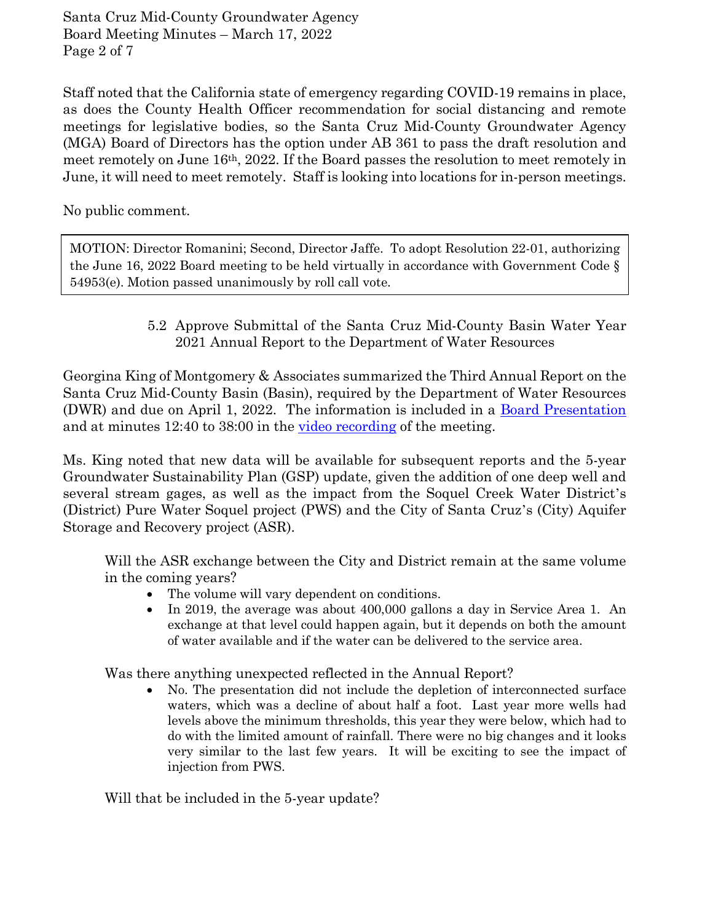Staff noted that the California state of emergency regarding COVID-19 remains in place, as does the County Health Officer recommendation for social distancing and remote meetings for legislative bodies, so the Santa Cruz Mid-County Groundwater Agency (MGA) Board of Directors has the option under AB 361 to pass the draft resolution and meet remotely on June 16th, 2022. If the Board passes the resolution to meet remotely in June, it will need to meet remotely. Staff is looking into locations for in-person meetings.

No public comment.

> MOTION: Director Romanini; Second, Director Jaffe. To adopt Resolution 22-01, authorizing the June 16, 2022 Board meeting to be held virtually in accordance with Government Code § 54953(e). Motion passed unanimously by roll call vote.

### 5.2 Approve Submittal of the Santa Cruz Mid-County Basin Water Year 2021 Annual Report to the Department of Water Resources

Georgina King of Montgomery & Associates summarized the Third Annual Report on the Santa Cruz Mid-County Basin (Basin), required by the Department of Water Resources (DWR) and due on April 1, 2022. The information is included in a Board Presentation and at minutes 12:40 to 38:00 in the video recording of the meeting.

Ms. King noted that new data will be available for subsequent reports and the 5-year Groundwater Sustainability Plan (GSP) update, given the addition of one deep well and several stream gages, as well as the impact from the Soquel Creek Water District's (District) Pure Water Soquel project (PWS) and the City of Santa Cruz's (City) Aquifer Storage and Recovery project (ASR).

Will the ASR exchange between the City and District remain at the same volume in the coming years?

- The volume will vary dependent on conditions.
- In 2019, the average was about 400,000 gallons a day in Service Area 1. An exchange at that level could happen again, but it depends on both the amount of water available and if the water can be delivered to the service area.

Was there anything unexpected reflected in the Annual Report?

- No. The presentation did not include the depletion of interconnected surface waters, which was a decline of about half a foot. Last year more wells had levels above the minimum thresholds, this year they were below, which had to do with the limited amount of rainfall. There were no big changes and it looks very similar to the last few years. It will be exciting to see the impact of injection from PWS.

Will that be included in the 5-year update?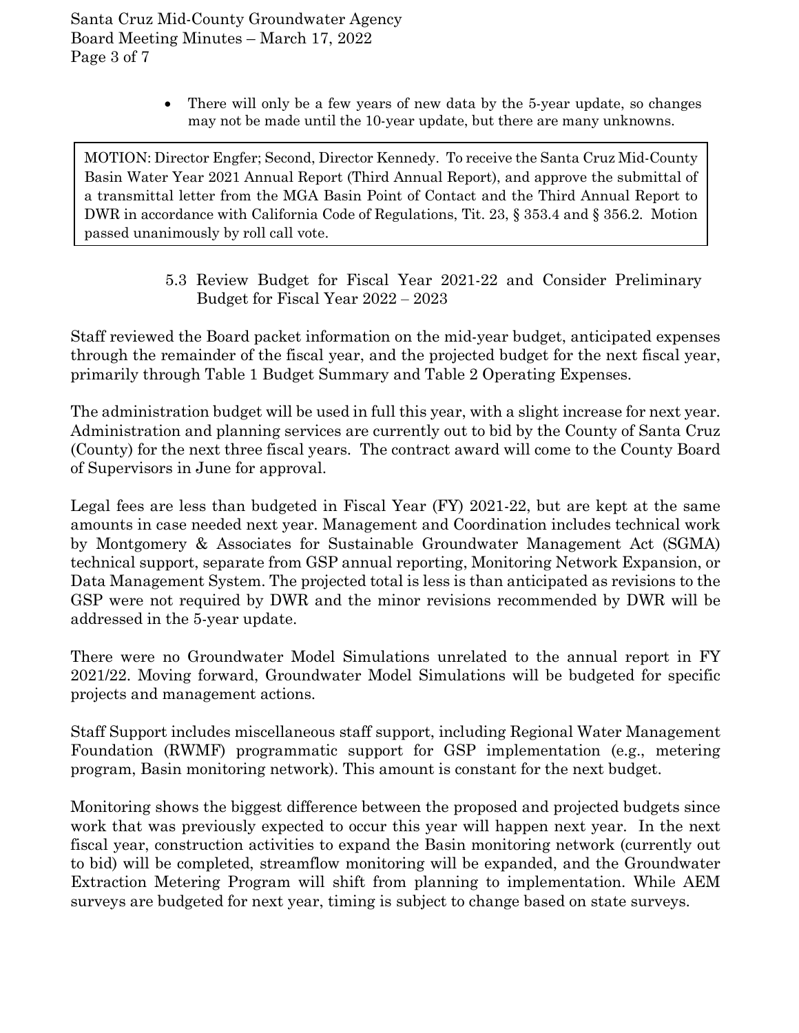- There will only be a few years of new data by the 5-year update, so changes may not be made until the 10-year update, but there are many unknowns.

> MOTION: Director Engfer; Second, Director Kennedy. To receive the Santa Cruz Mid-County Basin Water Year 2021 Annual Report (Third Annual Report), and approve the submittal of a transmittal letter from the MGA Basin Point of Contact and the Third Annual Report to DWR in accordance with California Code of Regulations, Tit. 23, § 353.4 and § 356.2. Motion passed unanimously by roll call vote.

### 5.3 Review Budget for Fiscal Year 2021-22 and Consider Preliminary Budget for Fiscal Year 2022 – 2023

Staff reviewed the Board packet information on the mid-year budget, anticipated expenses through the remainder of the fiscal year, and the projected budget for the next fiscal year, primarily through Table 1 Budget Summary and Table 2 Operating Expenses.

The administration budget will be used in full this year, with a slight increase for next year. Administration and planning services are currently out to bid by the County of Santa Cruz (County) for the next three fiscal years. The contract award will come to the County Board of Supervisors in June for approval.

Legal fees are less than budgeted in Fiscal Year (FY) 2021-22, but are kept at the same amounts in case needed next year. Management and Coordination includes technical work by Montgomery & Associates for Sustainable Groundwater Management Act (SGMA) technical support, separate from GSP annual reporting, Monitoring Network Expansion, or Data Management System. The projected total is less is than anticipated as revisions to the GSP were not required by DWR and the minor revisions recommended by DWR will be addressed in the 5-year update.

There were no Groundwater Model Simulations unrelated to the annual report in FY 2021/22. Moving forward, Groundwater Model Simulations will be budgeted for specific projects and management actions.

Staff Support includes miscellaneous staff support, including Regional Water Management Foundation (RWMF) programmatic support for GSP implementation (e.g., metering program, Basin monitoring network). This amount is constant for the next budget.

Monitoring shows the biggest difference between the proposed and projected budgets since work that was previously expected to occur this year will happen next year. In the next fiscal year, construction activities to expand the Basin monitoring network (currently out to bid) will be completed, streamflow monitoring will be expanded, and the Groundwater Extraction Metering Program will shift from planning to implementation. While AEM surveys are budgeted for next year, timing is subject to change based on state surveys.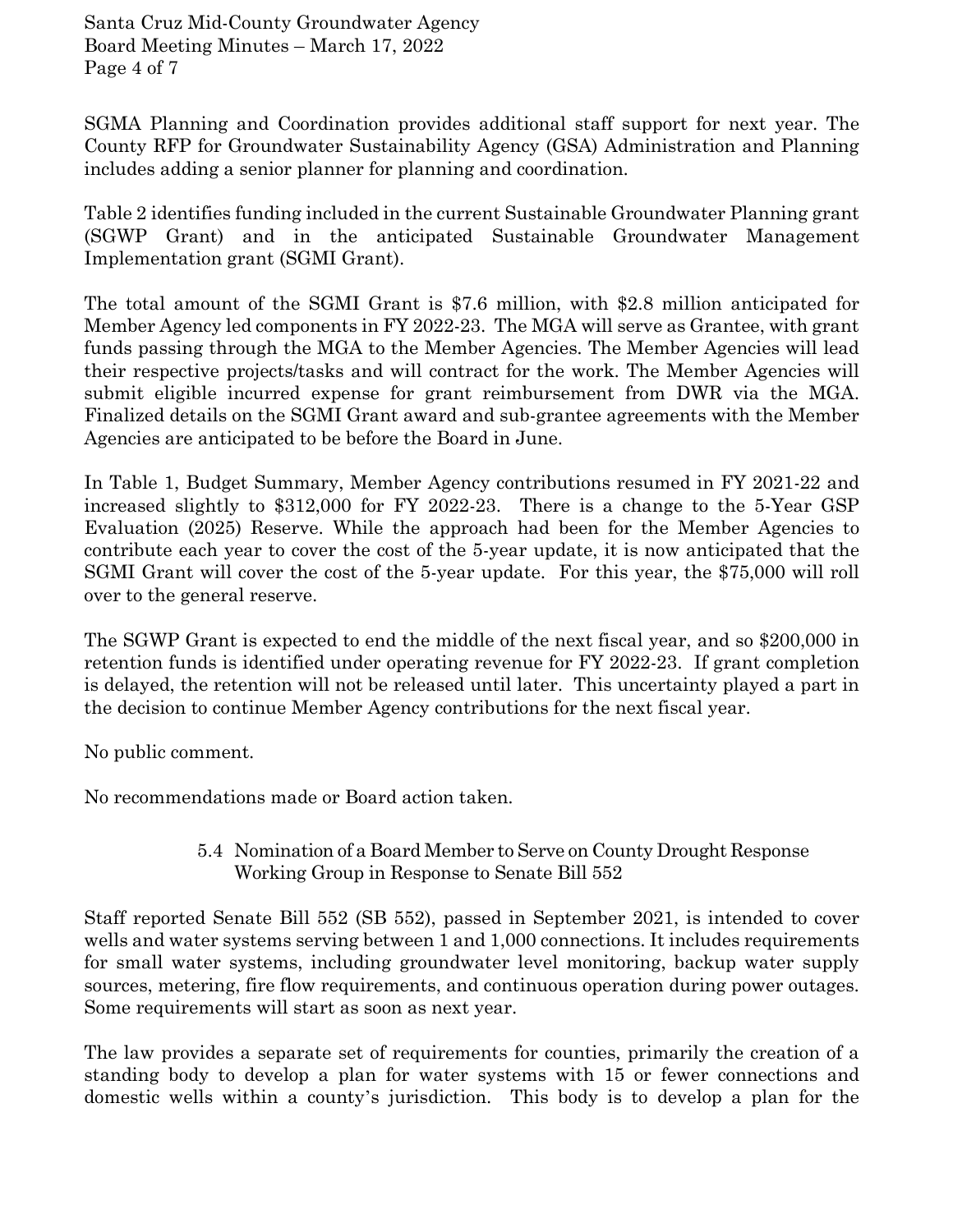SGMA Planning and Coordination provides additional staff support for next year. The County RFP for Groundwater Sustainability Agency (GSA) Administration and Planning includes adding a senior planner for planning and coordination.

Table 2 identifies funding included in the current Sustainable Groundwater Planning grant (SGWP Grant) and in the anticipated Sustainable Groundwater Management Implementation grant (SGMI Grant).

The total amount of the SGMI Grant is $7.6 million, with $2.8 million anticipated for Member Agency led components in FY 2022-23. The MGA will serve as Grantee, with grant funds passing through the MGA to the Member Agencies. The Member Agencies will lead their respective projects/tasks and will contract for the work. The Member Agencies will submit eligible incurred expense for grant reimbursement from DWR via the MGA. Finalized details on the SGMI Grant award and sub-grantee agreements with the Member Agencies are anticipated to be before the Board in June.

In Table 1, Budget Summary, Member Agency contributions resumed in FY 2021-22 and increased slightly to $312,000 for FY 2022-23. There is a change to the 5-Year GSP Evaluation (2025) Reserve. While the approach had been for the Member Agencies to contribute each year to cover the cost of the 5-year update, it is now anticipated that the SGMI Grant will cover the cost of the 5-year update. For this year, the $75,000 will roll over to the general reserve.

The SGWP Grant is expected to end the middle of the next fiscal year, and so $200,000 in retention funds is identified under operating revenue for FY 2022-23. If grant completion is delayed, the retention will not be released until later. This uncertainty played a part in the decision to continue Member Agency contributions for the next fiscal year.

No public comment.

No recommendations made or Board action taken.

### 5.4 Nomination of a Board Member to Serve on County Drought Response Working Group in Response to Senate Bill 552

Staff reported Senate Bill 552 (SB 552), passed in September 2021, is intended to cover wells and water systems serving between 1 and 1,000 connections. It includes requirements for small water systems, including groundwater level monitoring, backup water supply sources, metering, fire flow requirements, and continuous operation during power outages. Some requirements will start as soon as next year.

The law provides a separate set of requirements for counties, primarily the creation of a standing body to develop a plan for water systems with 15 or fewer connections and domestic wells within a county's jurisdiction. This body is to develop a plan for the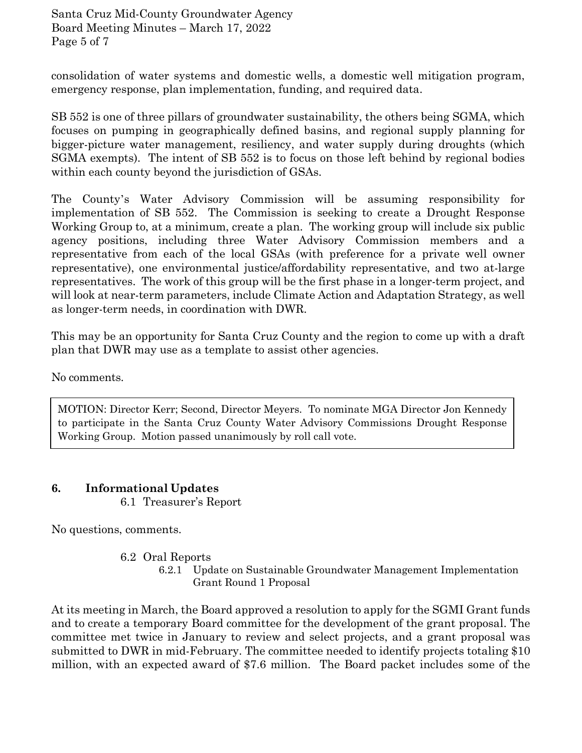consolidation of water systems and domestic wells, a domestic well mitigation program, emergency response, plan implementation, funding, and required data.

SB 552 is one of three pillars of groundwater sustainability, the others being SGMA, which focuses on pumping in geographically defined basins, and regional supply planning for bigger-picture water management, resiliency, and water supply during droughts (which SGMA exempts). The intent of SB 552 is to focus on those left behind by regional bodies within each county beyond the jurisdiction of GSAs.

The County's Water Advisory Commission will be assuming responsibility for implementation of SB 552. The Commission is seeking to create a Drought Response Working Group to, at a minimum, create a plan. The working group will include six public agency positions, including three Water Advisory Commission members and a representative from each of the local GSAs (with preference for a private well owner representative), one environmental justice/affordability representative, and two at-large representatives. The work of this group will be the first phase in a longer-term project, and will look at near-term parameters, include Climate Action and Adaptation Strategy, as well as longer-term needs, in coordination with DWR.

This may be an opportunity for Santa Cruz County and the region to come up with a draft plan that DWR may use as a template to assist other agencies.

No comments.

> MOTION: Director Kerr; Second, Director Meyers. To nominate MGA Director Jon Kennedy to participate in the Santa Cruz County Water Advisory Commissions Drought Response Working Group. Motion passed unanimously by roll call vote.

## 6. Informational Updates

6.1 Treasurer's Report

No questions, comments.

6.2 Oral Reports

6.2.1 Update on Sustainable Groundwater Management Implementation Grant Round 1 Proposal

At its meeting in March, the Board approved a resolution to apply for the SGMI Grant funds and to create a temporary Board committee for the development of the grant proposal. The committee met twice in January to review and select projects, and a grant proposal was submitted to DWR in mid-February. The committee needed to identify projects totaling $10 million, with an expected award of $7.6 million. The Board packet includes some of the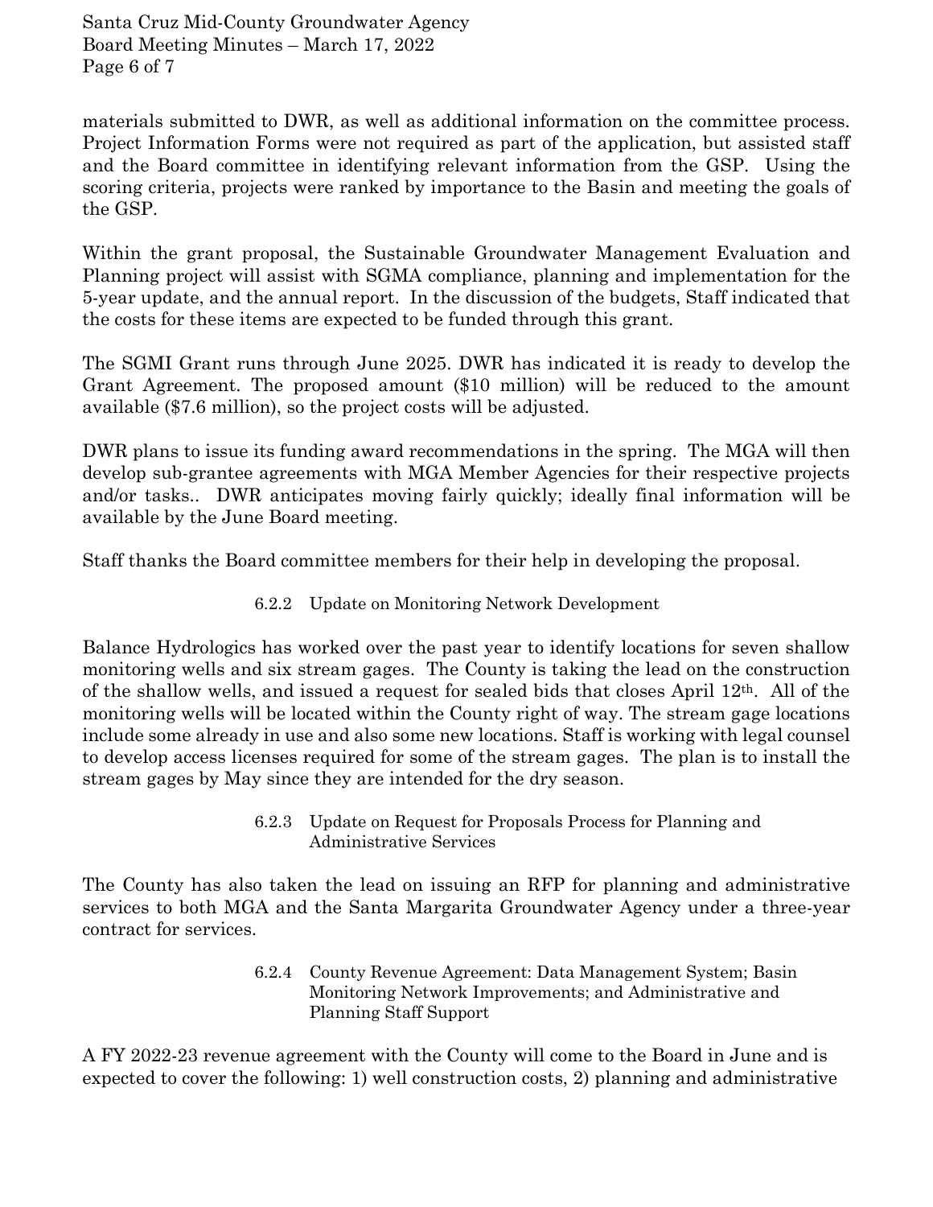materials submitted to DWR, as well as additional information on the committee process. Project Information Forms were not required as part of the application, but assisted staff and the Board committee in identifying relevant information from the GSP. Using the scoring criteria, projects were ranked by importance to the Basin and meeting the goals of the GSP.

Within the grant proposal, the Sustainable Groundwater Management Evaluation and Planning project will assist with SGMA compliance, planning and implementation for the 5-year update, and the annual report. In the discussion of the budgets, Staff indicated that the costs for these items are expected to be funded through this grant.

The SGMI Grant runs through June 2025. DWR has indicated it is ready to develop the Grant Agreement. The proposed amount ($10 million) will be reduced to the amount available ($7.6 million), so the project costs will be adjusted.

DWR plans to issue its funding award recommendations in the spring. The MGA will then develop sub-grantee agreements with MGA Member Agencies for their respective projects and/or tasks.. DWR anticipates moving fairly quickly; ideally final information will be available by the June Board meeting.

Staff thanks the Board committee members for their help in developing the proposal.

#### 6.2.2 Update on Monitoring Network Development

Balance Hydrologics has worked over the past year to identify locations for seven shallow monitoring wells and six stream gages. The County is taking the lead on the construction of the shallow wells, and issued a request for sealed bids that closes April 12th. All of the monitoring wells will be located within the County right of way. The stream gage locations include some already in use and also some new locations. Staff is working with legal counsel to develop access licenses required for some of the stream gages. The plan is to install the stream gages by May since they are intended for the dry season.

#### 6.2.3 Update on Request for Proposals Process for Planning and Administrative Services

The County has also taken the lead on issuing an RFP for planning and administrative services to both MGA and the Santa Margarita Groundwater Agency under a three-year contract for services.

#### 6.2.4 County Revenue Agreement: Data Management System; Basin Monitoring Network Improvements; and Administrative and Planning Staff Support

A FY 2022-23 revenue agreement with the County will come to the Board in June and is expected to cover the following: 1) well construction costs, 2) planning and administrative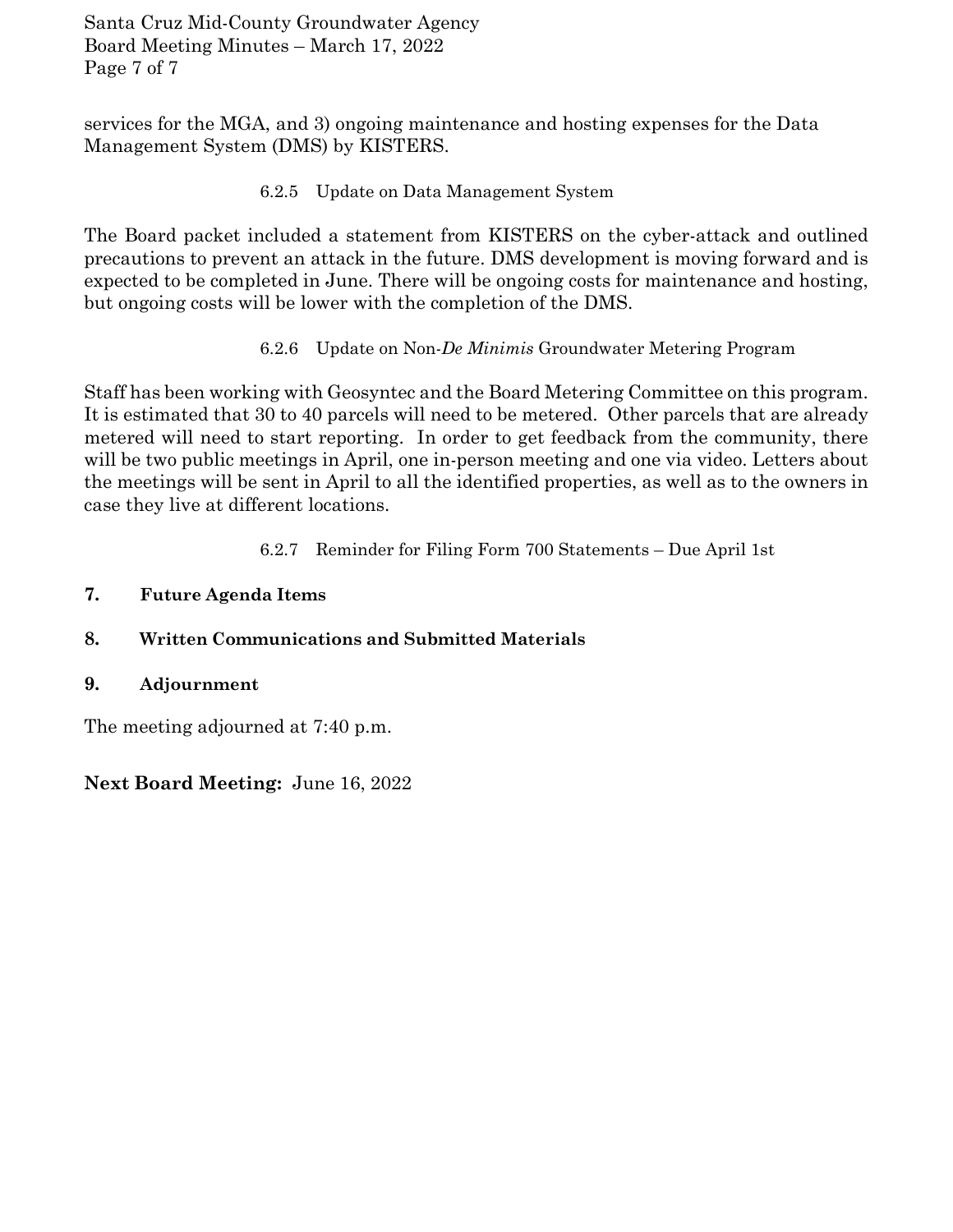services for the MGA, and 3) ongoing maintenance and hosting expenses for the Data Management System (DMS) by KISTERS.

#### 6.2.5 Update on Data Management System

The Board packet included a statement from KISTERS on the cyber-attack and outlined precautions to prevent an attack in the future. DMS development is moving forward and is expected to be completed in June. There will be ongoing costs for maintenance and hosting, but ongoing costs will be lower with the completion of the DMS.

#### 6.2.6 Update on Non-*De Minimis* Groundwater Metering Program

Staff has been working with Geosyntec and the Board Metering Committee on this program. It is estimated that 30 to 40 parcels will need to be metered. Other parcels that are already metered will need to start reporting. In order to get feedback from the community, there will be two public meetings in April, one in-person meeting and one via video. Letters about the meetings will be sent in April to all the identified properties, as well as to the owners in case they live at different locations.

#### 6.2.7 Reminder for Filing Form 700 Statements – Due April 1st

## 7. Future Agenda Items

## 8. Written Communications and Submitted Materials

## 9. Adjournment

The meeting adjourned at 7:40 p.m.

**Next Board Meeting:** June 16, 2022